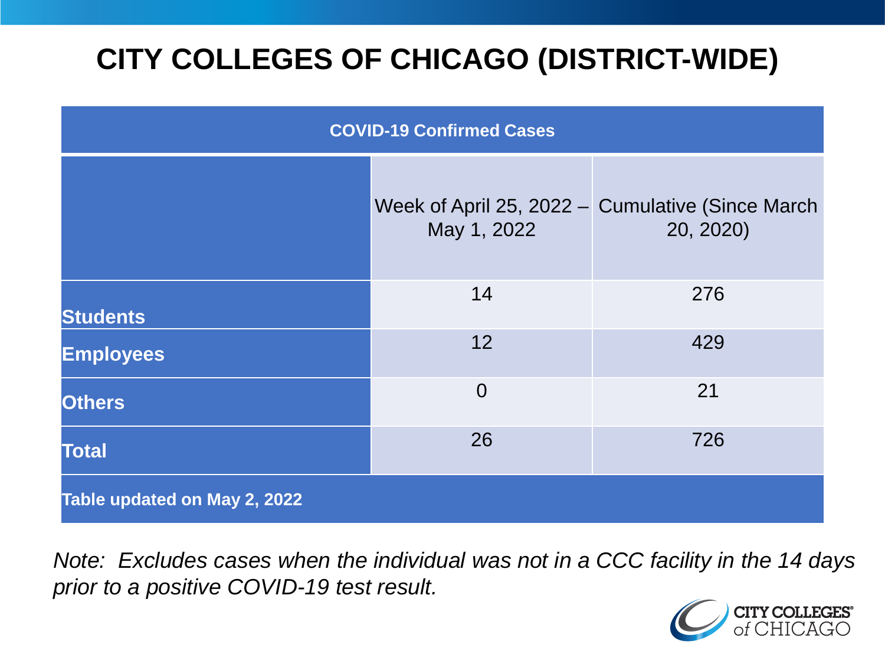# CITY COLLEGES OF CHICAGO (DISTRICT-WIDE)

| COVID-19 Confirmed Cases | | |
|---|---|---|
| | Week of April 25, 2022 – May 1, 2022 | Cumulative (Since March 20, 2020) |
| **Students** | 14 | 276 |
| **Employees** | 12 | 429 |
| **Others** | 0 | 21 |
| **Total** | 26 | 726 |
| **Table updated on May 2, 2022** | | |

*Note: Excludes cases when the individual was not in a CCC facility in the 14 days prior to a positive COVID-19 test result.*

CITY COLLEGES of CHICAGO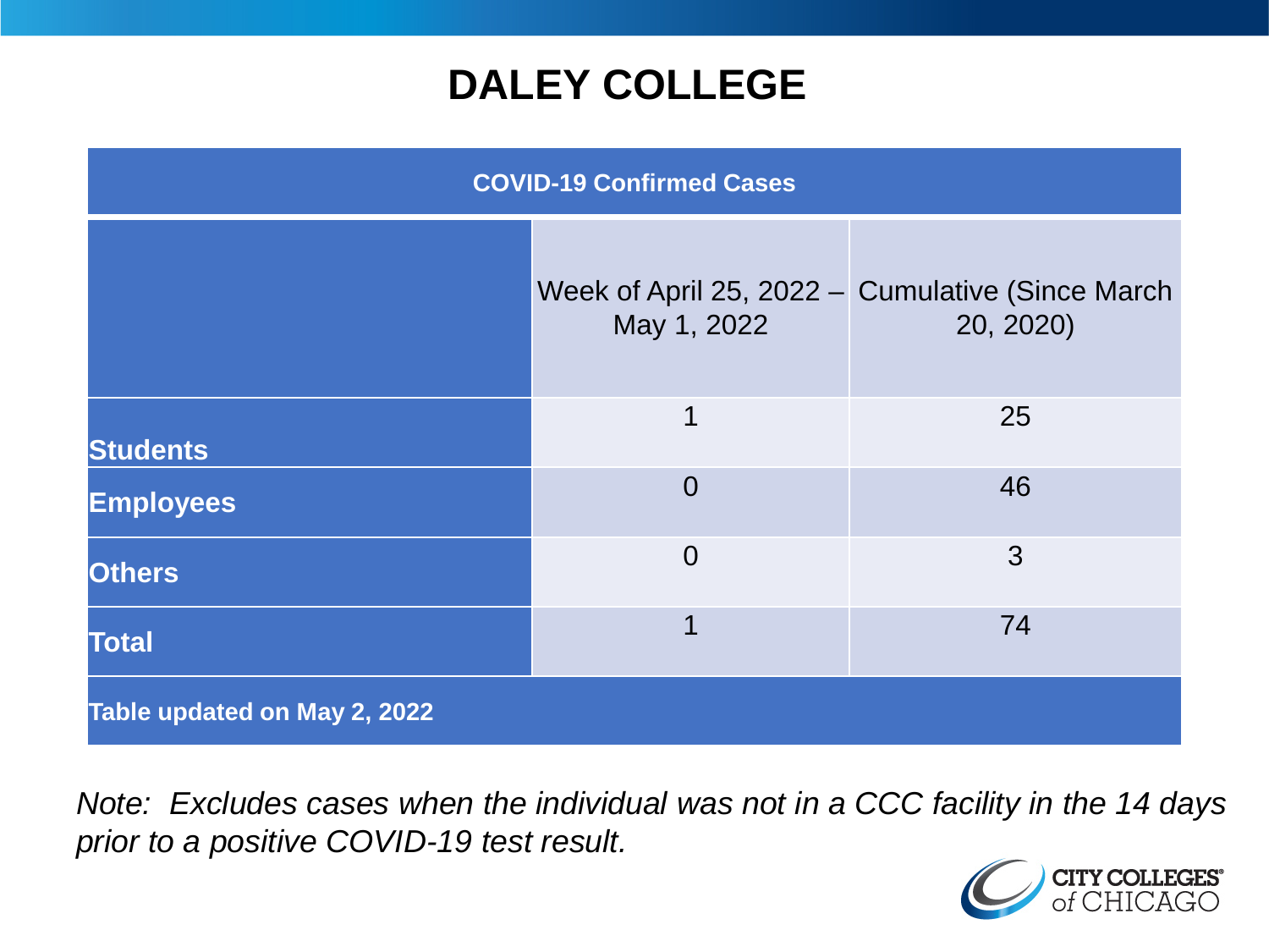# DALEY COLLEGE

| COVID-19 Confirmed Cases | | |
|---|---|---|
| | Week of April 25, 2022 – May 1, 2022 | Cumulative (Since March 20, 2020) |
| **Students** | 1 | 25 |
| **Employees** | 0 | 46 |
| **Others** | 0 | 3 |
| **Total** | 1 | 74 |
| **Table updated on May 2, 2022** | | |

*Note: Excludes cases when the individual was not in a CCC facility in the 14 days prior to a positive COVID-19 test result.*

CITY COLLEGES of CHICAGO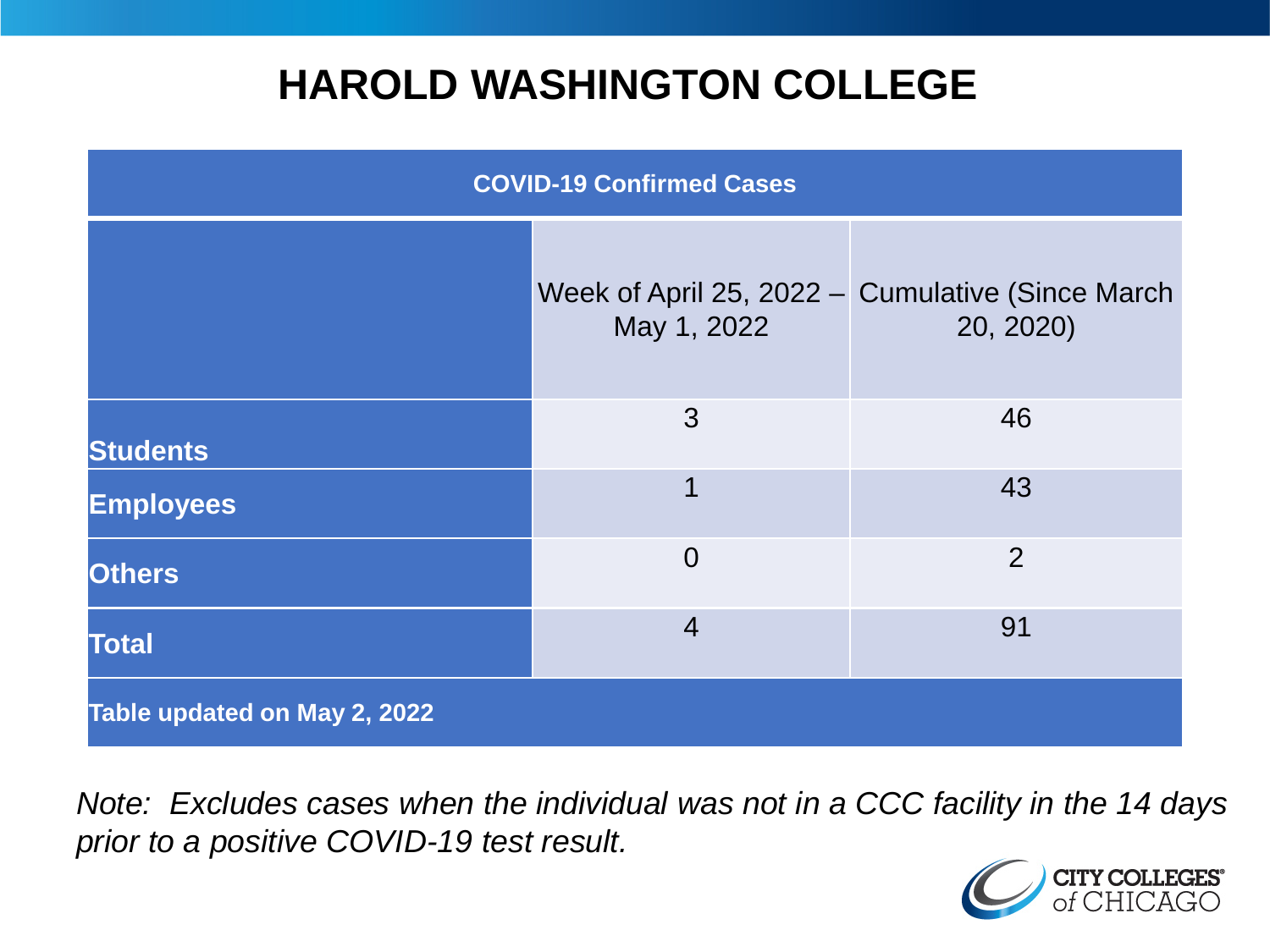# HAROLD WASHINGTON COLLEGE

| COVID-19 Confirmed Cases | | |
|---|---|---|
| | Week of April 25, 2022 – May 1, 2022 | Cumulative (Since March 20, 2020) |
| **Students** | 3 | 46 |
| **Employees** | 1 | 43 |
| **Others** | 0 | 2 |
| **Total** | 4 | 91 |
| **Table updated on May 2, 2022** | | |

*Note: Excludes cases when the individual was not in a CCC facility in the 14 days prior to a positive COVID-19 test result.*

CITY COLLEGES of CHICAGO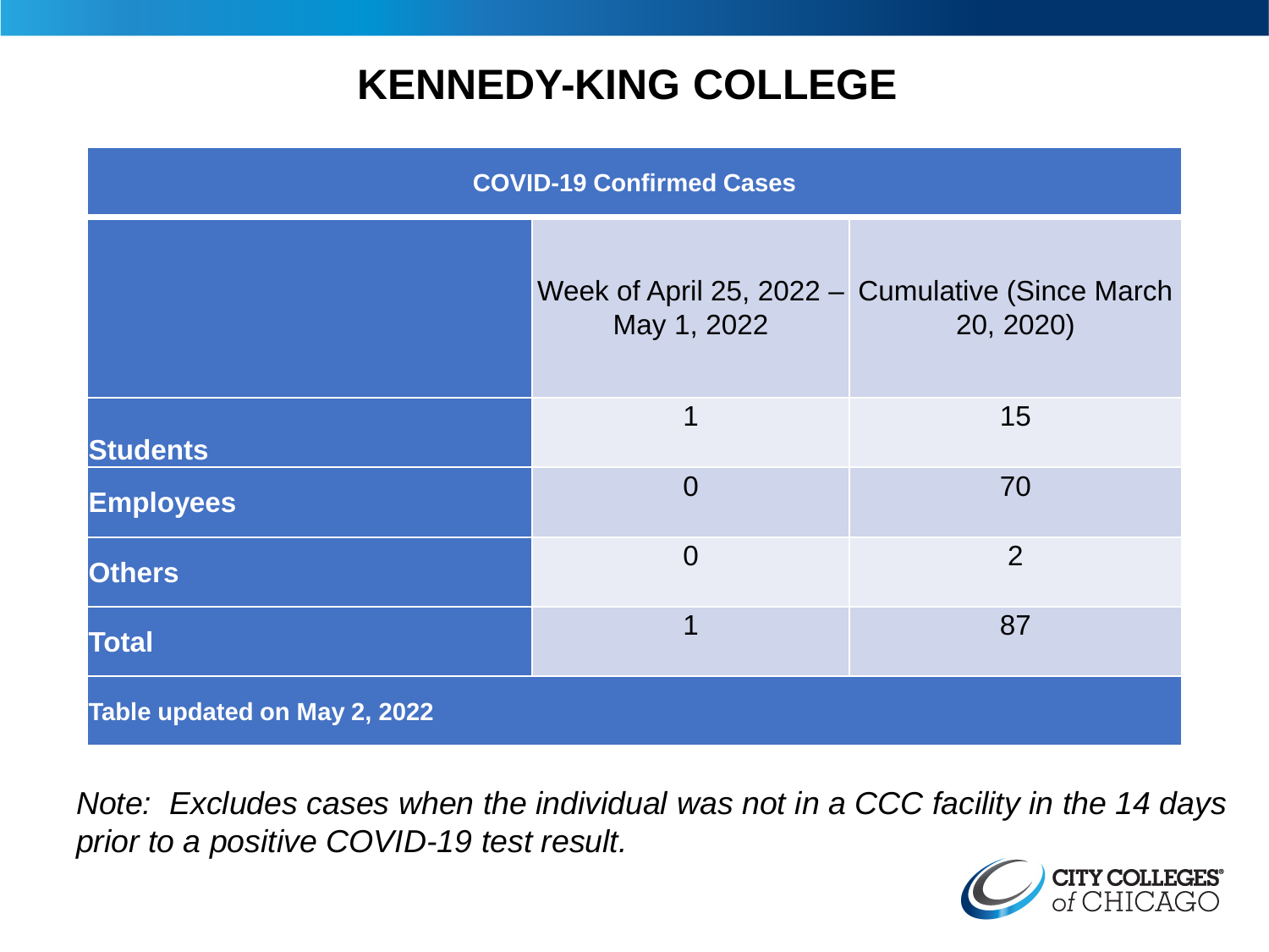# KENNEDY-KING COLLEGE

| COVID-19 Confirmed Cases | | |
|---|---|---|
| | Week of April 25, 2022 – May 1, 2022 | Cumulative (Since March 20, 2020) |
| **Students** | 1 | 15 |
| **Employees** | 0 | 70 |
| **Others** | 0 | 2 |
| **Total** | 1 | 87 |
| **Table updated on May 2, 2022** | | |

*Note: Excludes cases when the individual was not in a CCC facility in the 14 days prior to a positive COVID-19 test result.*

CITY COLLEGES of CHICAGO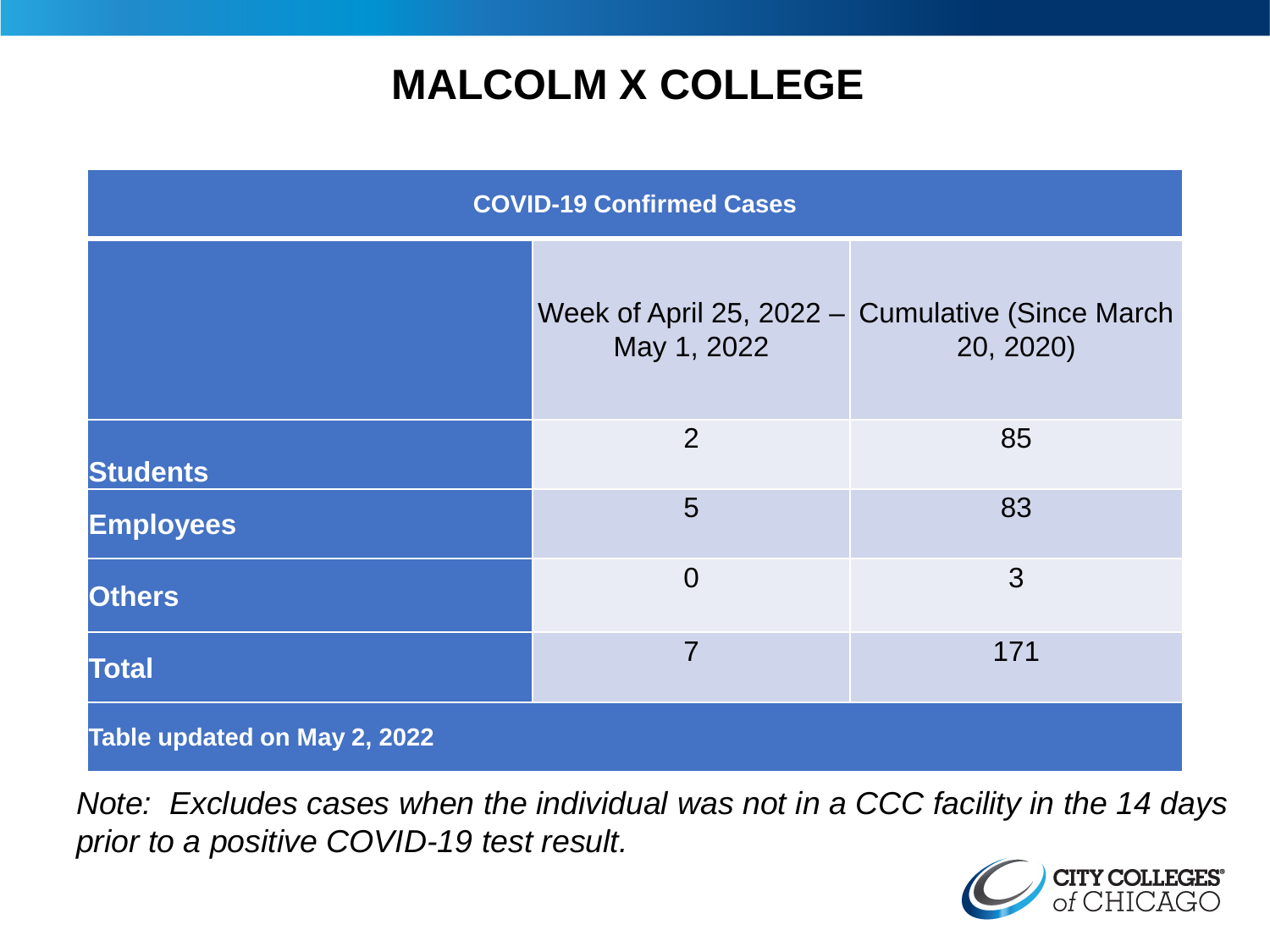# MALCOLM X COLLEGE

| COVID-19 Confirmed Cases | | |
|---|---|---|
| | Week of April 25, 2022 – May 1, 2022 | Cumulative (Since March 20, 2020) |
| **Students** | 2 | 85 |
| **Employees** | 5 | 83 |
| **Others** | 0 | 3 |
| **Total** | 7 | 171 |
| **Table updated on May 2, 2022** | | |

*Note: Excludes cases when the individual was not in a CCC facility in the 14 days prior to a positive COVID-19 test result.*

CITY COLLEGES of CHICAGO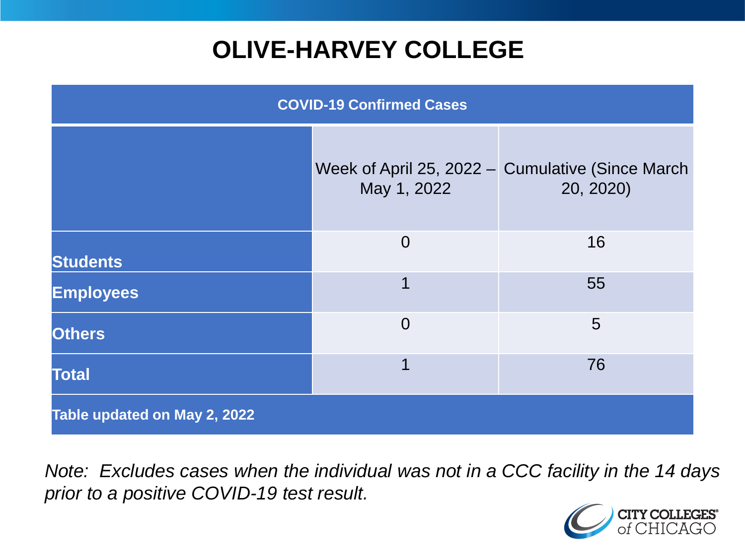# OLIVE-HARVEY COLLEGE

| COVID-19 Confirmed Cases | | |
|---|---|---|
| | Week of April 25, 2022 – May 1, 2022 | Cumulative (Since March 20, 2020) |
| **Students** | 0 | 16 |
| **Employees** | 1 | 55 |
| **Others** | 0 | 5 |
| **Total** | 1 | 76 |
| **Table updated on May 2, 2022** | | |

*Note: Excludes cases when the individual was not in a CCC facility in the 14 days prior to a positive COVID-19 test result.*

CITY COLLEGES of CHICAGO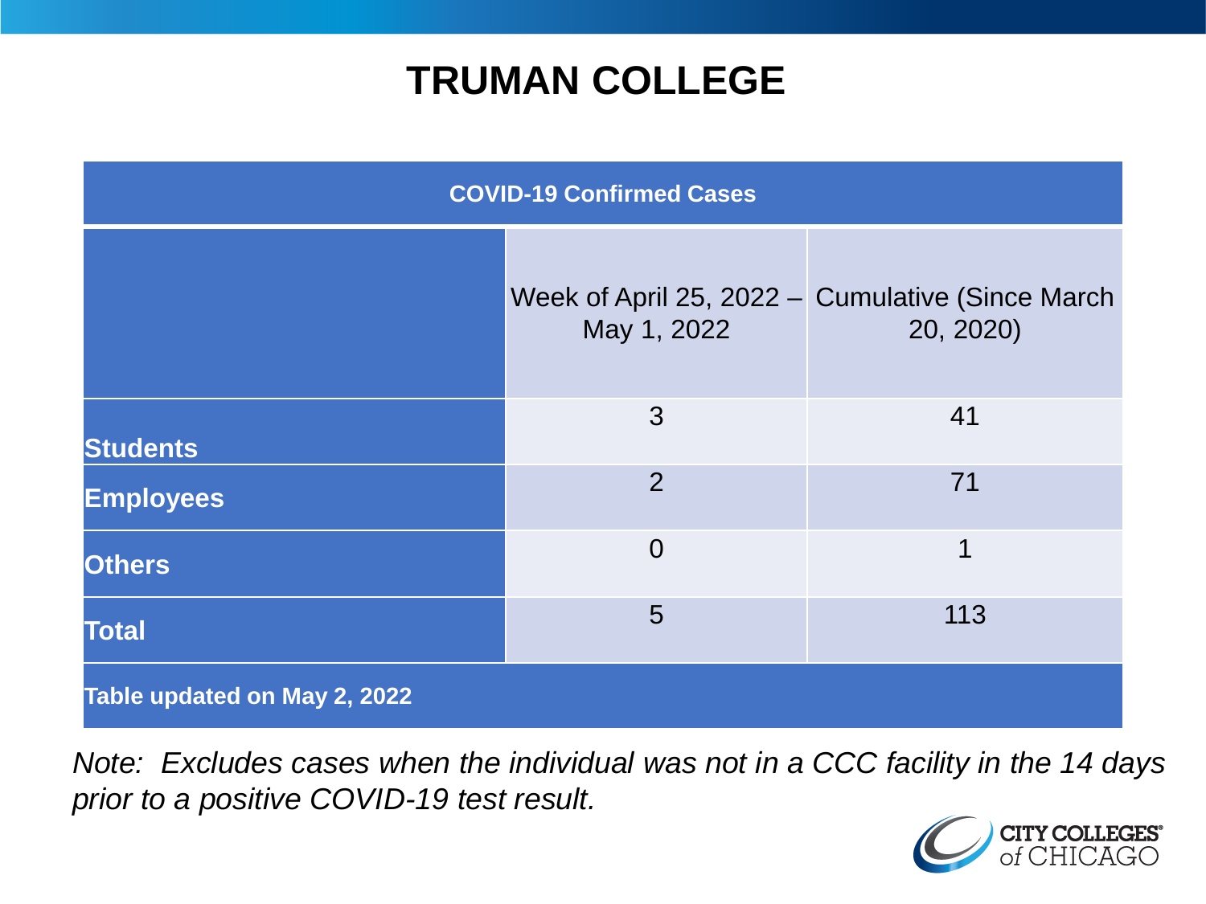# TRUMAN COLLEGE

| COVID-19 Confirmed Cases | | |
|---|---|---|
| | Week of April 25, 2022 – May 1, 2022 | Cumulative (Since March 20, 2020) |
| **Students** | 3 | 41 |
| **Employees** | 2 | 71 |
| **Others** | 0 | 1 |
| **Total** | 5 | 113 |
| **Table updated on May 2, 2022** | | |

*Note: Excludes cases when the individual was not in a CCC facility in the 14 days prior to a positive COVID-19 test result.*

CITY COLLEGES of CHICAGO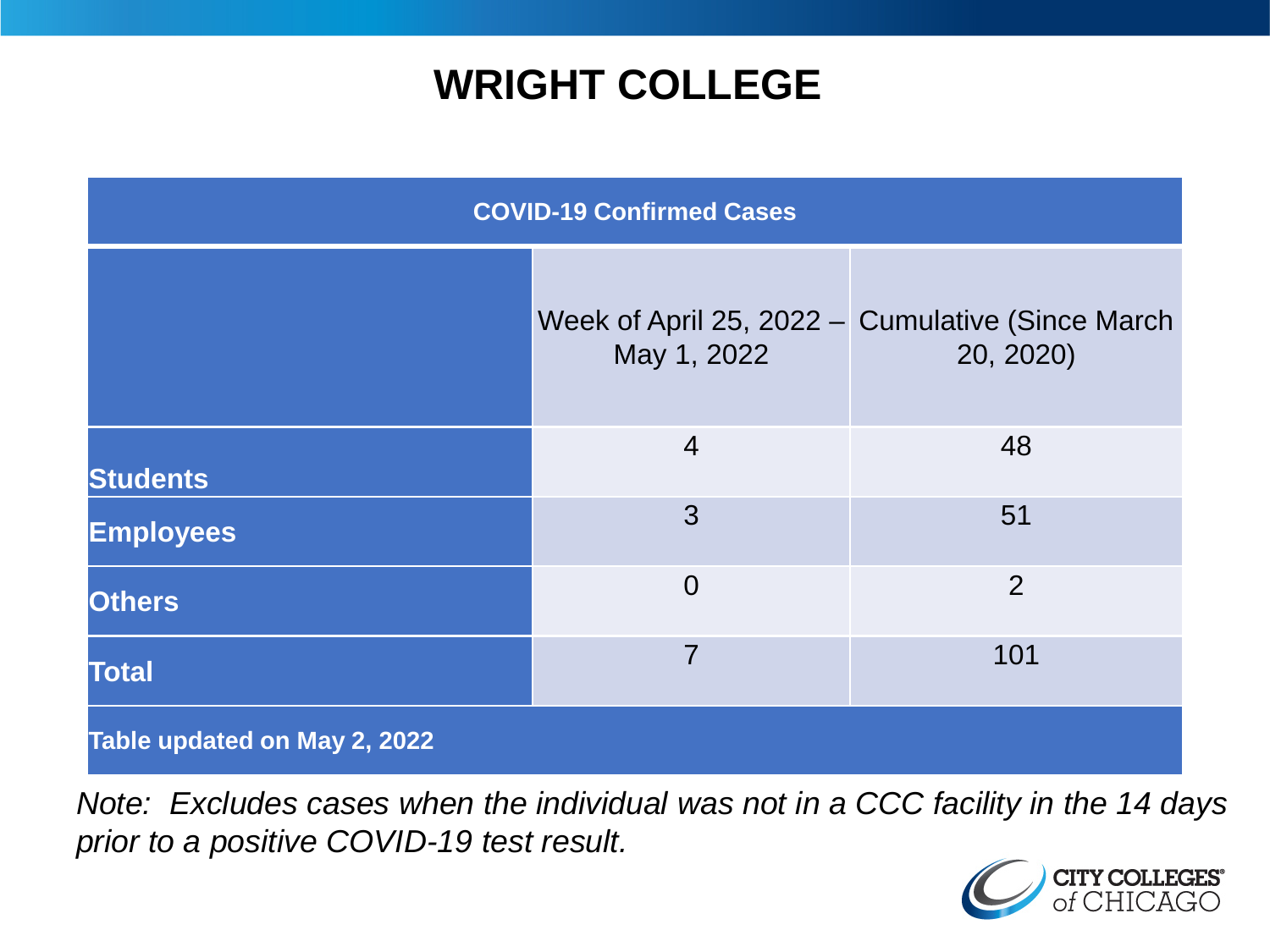# WRIGHT COLLEGE

| COVID-19 Confirmed Cases | | |
|---|---|---|
| | Week of April 25, 2022 – May 1, 2022 | Cumulative (Since March 20, 2020) |
| **Students** | 4 | 48 |
| **Employees** | 3 | 51 |
| **Others** | 0 | 2 |
| **Total** | 7 | 101 |
| **Table updated on May 2, 2022** | | |

*Note: Excludes cases when the individual was not in a CCC facility in the 14 days prior to a positive COVID-19 test result.*

CITY COLLEGES of CHICAGO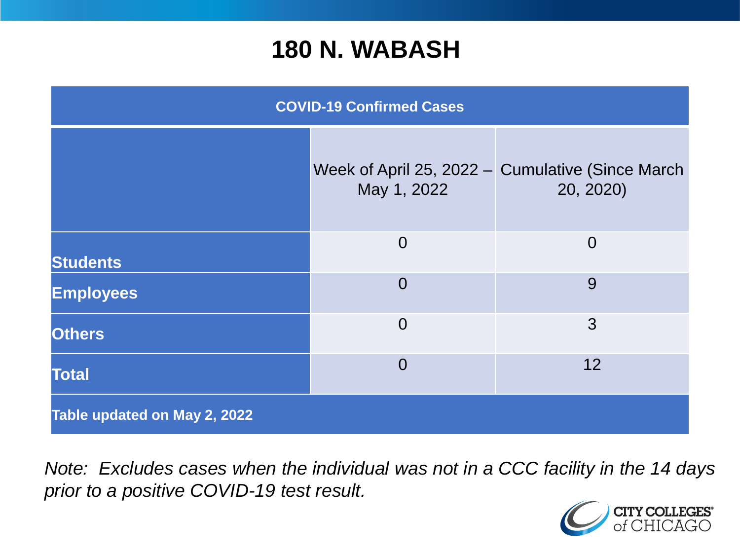# 180 N. WABASH

| COVID-19 Confirmed Cases | | |
|---|---|---|
| | Week of April 25, 2022 – May 1, 2022 | Cumulative (Since March 20, 2020) |
| **Students** | 0 | 0 |
| **Employees** | 0 | 9 |
| **Others** | 0 | 3 |
| **Total** | 0 | 12 |
| **Table updated on May 2, 2022** | | |

*Note: Excludes cases when the individual was not in a CCC facility in the 14 days prior to a positive COVID-19 test result.*

CITY COLLEGES of CHICAGO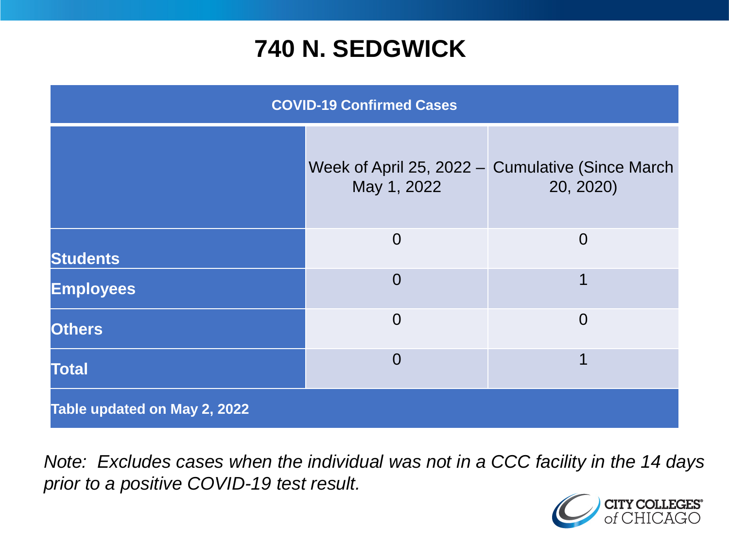# 740 N. SEDGWICK

| COVID-19 Confirmed Cases | | |
|---|---|---|
| | Week of April 25, 2022 – May 1, 2022 | Cumulative (Since March 20, 2020) |
| **Students** | 0 | 0 |
| **Employees** | 0 | 1 |
| **Others** | 0 | 0 |
| **Total** | 0 | 1 |
| **Table updated on May 2, 2022** | | |

*Note: Excludes cases when the individual was not in a CCC facility in the 14 days prior to a positive COVID-19 test result.*

CITY COLLEGES of CHICAGO